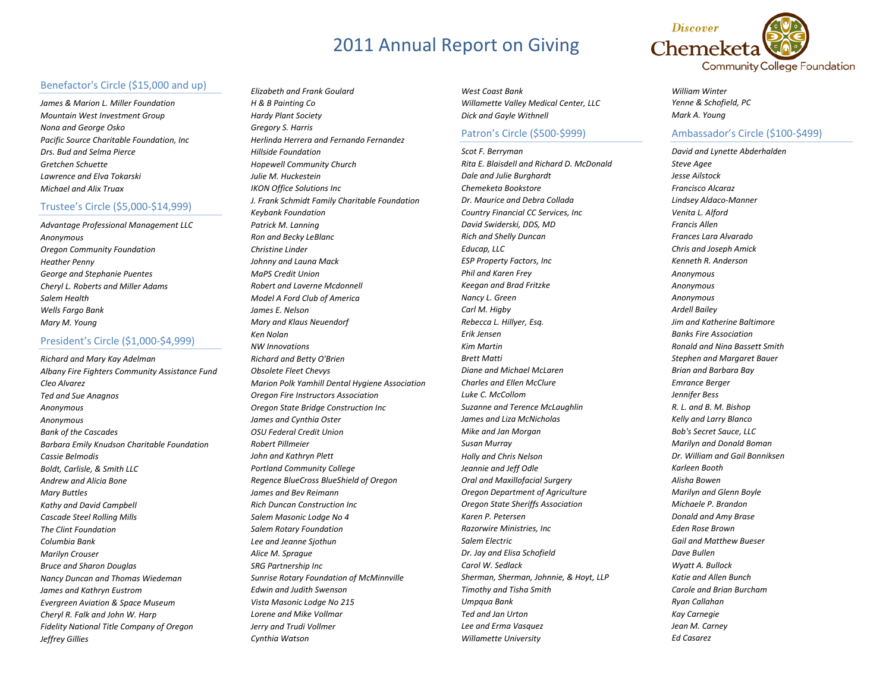# 2011 Annual Report on Giving

Discover Chemeketa Community College Foundation

## Benefactor's Circle ($15,000 and up)

*James & Marion L. Miller Foundation*
*Mountain West Investment Group*
*Nona and George Osko*
*Pacific Source Charitable Foundation, Inc*
*Drs. Bud and Selma Pierce*
*Gretchen Schuette*
*Lawrence and Elva Tokarski*
*Michael and Alix Truax*

## Trustee's Circle ($5,000-$14,999)

*Advantage Professional Management LLC*
*Anonymous*
*Oregon Community Foundation*
*Heather Penny*
*George and Stephanie Puentes*
*Cheryl L. Roberts and Miller Adams*
*Salem Health*
*Wells Fargo Bank*
*Mary M. Young*

## President's Circle ($1,000-$4,999)

*Richard and Mary Kay Adelman*
*Albany Fire Fighters Community Assistance Fund*
*Cleo Alvarez*
*Ted and Sue Anagnos*
*Anonymous*
*Anonymous*
*Bank of the Cascades*
*Barbara Emily Knudson Charitable Foundation*
*Cassie Belmodis*
*Boldt, Carlisle, & Smith LLC*
*Andrew and Alicia Bone*
*Mary Buttles*
*Kathy and David Campbell*
*Cascade Steel Rolling Mills*
*The Clint Foundation*
*Columbia Bank*
*Marilyn Crouser*
*Bruce and Sharon Douglas*
*Nancy Duncan and Thomas Wiedeman*
*James and Kathryn Eustrom*
*Evergreen Aviation & Space Museum*
*Cheryl R. Falk and John W. Harp*
*Fidelity National Title Company of Oregon*
*Jeffrey Gillies*
*Elizabeth and Frank Goulard*
*H & B Painting Co*
*Hardy Plant Society*
*Gregory S. Harris*
*Herlinda Herrera and Fernando Fernandez*
*Hillside Foundation*
*Hopewell Community Church*
*Julie M. Huckestein*
*IKON Office Solutions Inc*
*J. Frank Schmidt Family Charitable Foundation*
*Keybank Foundation*
*Patrick M. Lanning*
*Ron and Becky LeBlanc*
*Christine Linder*
*Johnny and Launa Mack*
*MaPS Credit Union*
*Robert and Laverne Mcdonnell*
*Model A Ford Club of America*
*James E. Nelson*
*Mary and Klaus Neuendorf*
*Ken Nolan*
*NW Innovations*
*Richard and Betty O'Brien*
*Obsolete Fleet Chevys*
*Marion Polk Yamhill Dental Hygiene Association*
*Oregon Fire Instructors Association*
*Oregon State Bridge Construction Inc*
*James and Cynthia Oster*
*OSU Federal Credit Union*
*Robert Pillmeier*
*John and Kathryn Plett*
*Portland Community College*
*Regence BlueCross BlueShield of Oregon*
*James and Bev Reimann*
*Rich Duncan Construction Inc*
*Salem Masonic Lodge No 4*
*Salem Rotary Foundation*
*Lee and Jeanne Sjothun*
*Alice M. Sprague*
*SRG Partnership Inc*
*Sunrise Rotary Foundation of McMinnville*
*Edwin and Judith Swenson*
*Vista Masonic Lodge No 215*
*Lorene and Mike Vollmar*
*Jerry and Trudi Vollmer*
*Cynthia Watson*
*West Coast Bank*
*Willamette Valley Medical Center, LLC*
*Dick and Gayle Withnell*

## Patron's Circle ($500-$999)

*Scot F. Berryman*
*Rita E. Blaisdell and Richard D. McDonald*
*Dale and Julie Burghardt*
*Chemeketa Bookstore*
*Dr. Maurice and Debra Collada*
*Country Financial CC Services, Inc*
*David Swiderski, DDS, MD*
*Rich and Shelly Duncan*
*Educap, LLC*
*ESP Property Factors, Inc*
*Phil and Karen Frey*
*Keegan and Brad Fritzke*
*Nancy L. Green*
*Carl M. Higby*
*Rebecca L. Hillyer, Esq.*
*Erik Jensen*
*Kim Martin*
*Brett Matti*
*Diane and Michael McLaren*
*Charles and Ellen McClure*
*Luke C. McCollom*
*Suzanne and Terence McLaughlin*
*James and Liza McNicholas*
*Mike and Jan Morgan*
*Susan Murray*
*Holly and Chris Nelson*
*Jeannie and Jeff Odle*
*Oral and Maxillofacial Surgery*
*Oregon Department of Agriculture*
*Oregon State Sheriffs Association*
*Karen P. Petersen*
*Razorwire Ministries, Inc*
*Salem Electric*
*Dr. Jay and Elisa Schofield*
*Carol W. Sedlack*
*Sherman, Sherman, Johnnie, & Hoyt, LLP*
*Timothy and Tisha Smith*
*Umpqua Bank*
*Ted and Jan Urton*
*Lee and Erma Vasquez*
*Willamette University*
*William Winter*
*Yenne & Schofield, PC*
*Mark A. Young*

## Ambassador's Circle ($100-$499)

*David and Lynette Abderhalden*
*Steve Agee*
*Jesse Ailstock*
*Francisco Alcaraz*
*Lindsey Aldaco-Manner*
*Venita L. Alford*
*Francis Allen*
*Frances Lara Alvarado*
*Chris and Joseph Amick*
*Kenneth R. Anderson*
*Anonymous*
*Anonymous*
*Anonymous*
*Ardell Bailey*
*Jim and Katherine Baltimore*
*Banks Fire Association*
*Ronald and Nina Bassett Smith*
*Stephen and Margaret Bauer*
*Brian and Barbara Bay*
*Emrance Berger*
*Jennifer Bess*
*R. L. and B. M. Bishop*
*Kelly and Larry Blanco*
*Bob's Secret Sauce, LLC*
*Marilyn and Donald Boman*
*Dr. William and Gail Bonniksen*
*Karleen Booth*
*Alisha Bowen*
*Marilyn and Glenn Boyle*
*Michaele P. Brandon*
*Donald and Amy Brase*
*Eden Rose Brown*
*Gail and Matthew Bueser*
*Dave Bullen*
*Wyatt A. Bullock*
*Katie and Allen Bunch*
*Carole and Brian Burcham*
*Ryan Callahan*
*Kay Carnegie*
*Jean M. Carney*
*Ed Casarez*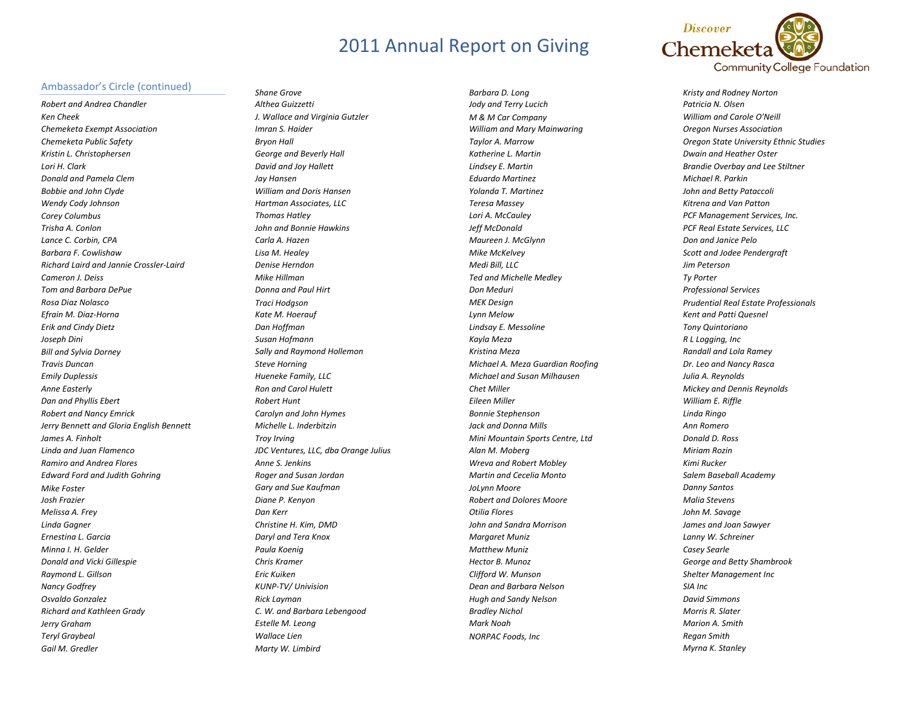# 2011 Annual Report on Giving

## Ambassador's Circle (continued)

*Robert and Andrea Chandler*
*Ken Cheek*
*Chemeketa Exempt Association*
*Chemeketa Public Safety*
*Kristin L. Christophersen*
*Lori H. Clark*
*Donald and Pamela Clem*
*Bobbie and John Clyde*
*Wendy Cody Johnson*
*Corey Columbus*
*Trisha A. Conlon*
*Lance C. Corbin, CPA*
*Barbara F. Cowlishaw*
*Richard Laird and Jannie Crossler-Laird*
*Cameron J. Deiss*
*Tom and Barbara DePue*
*Rosa Diaz Nolasco*
*Efrain M. Diaz-Horna*
*Erik and Cindy Dietz*
*Joseph Dini*
*Bill and Sylvia Dorney*
*Travis Duncan*
*Emily Duplessis*
*Anne Easterly*
*Dan and Phyllis Ebert*
*Robert and Nancy Emrick*
*Jerry Bennett and Gloria English Bennett*
*James A. Finholt*
*Linda and Juan Flamenco*
*Ramiro and Andrea Flores*
*Edward Ford and Judith Gohring*
*Mike Foster*
*Josh Frazier*
*Melissa A. Frey*
*Linda Gagner*
*Ernestina L. Garcia*
*Minna I. H. Gelder*
*Donald and Vicki Gillespie*
*Raymond L. Gillson*
*Nancy Godfrey*
*Osvaldo Gonzalez*
*Richard and Kathleen Grady*
*Jerry Graham*
*Teryl Graybeal*
*Gail M. Gredler*
*Shane Grove*
*Althea Guizzetti*
*J. Wallace and Virginia Gutzler*
*Imran S. Haider*
*Bryon Hall*
*George and Beverly Hall*
*David and Joy Hallett*
*Jay Hansen*
*William and Doris Hansen*
*Hartman Associates, LLC*
*Thomas Hatley*
*John and Bonnie Hawkins*
*Carla A. Hazen*
*Lisa M. Healey*
*Denise Herndon*
*Mike Hillman*
*Donna and Paul Hirt*
*Traci Hodgson*
*Kate M. Hoerauf*
*Dan Hoffman*
*Susan Hofmann*
*Sally and Raymond Hollemon*
*Steve Horning*
*Hueneke Family, LLC*
*Ron and Carol Hulett*
*Robert Hunt*
*Carolyn and John Hymes*
*Michelle L. Inderbitzin*
*Troy Irving*
*JDC Ventures, LLC, dba Orange Julius*
*Anne S. Jenkins*
*Roger and Susan Jordan*
*Gary and Sue Kaufman*
*Diane P. Kenyon*
*Dan Kerr*
*Christine H. Kim, DMD*
*Daryl and Tera Knox*
*Paula Koenig*
*Chris Kramer*
*Eric Kuiken*
*KUNP-TV/ Univision*
*Rick Layman*
*C. W. and Barbara Lebengood*
*Estelle M. Leong*
*Wallace Lien*
*Marty W. Limbird*
*Barbara D. Long*
*Jody and Terry Lucich*
*M & M Car Company*
*William and Mary Mainwaring*
*Taylor A. Marrow*
*Katherine L. Martin*
*Lindsey E. Martin*
*Eduardo Martinez*
*Yolanda T. Martinez*
*Teresa Massey*
*Lori A. McCauley*
*Jeff McDonald*
*Maureen J. McGlynn*
*Mike McKelvey*
*Medi Bill, LLC*
*Ted and Michelle Medley*
*Don Meduri*
*MEK Design*
*Lynn Melow*
*Lindsay E. Messoline*
*Kayla Meza*
*Kristina Meza*
*Michael A. Meza Guardian Roofing*
*Michael and Susan Milhausen*
*Chet Miller*
*Eileen Miller*
*Bonnie Stephenson*
*Jack and Donna Mills*
*Mini Mountain Sports Centre, Ltd*
*Alan M. Moberg*
*Wreva and Robert Mobley*
*Martin and Cecelia Monto*
*JoLynn Moore*
*Robert and Dolores Moore*
*Otilia Flores*
*John and Sandra Morrison*
*Margaret Muniz*
*Matthew Muniz*
*Hector B. Munoz*
*Clifford W. Munson*
*Dean and Barbara Nelson*
*Hugh and Sandy Nelson*
*Bradley Nichol*
*Mark Noah*
*NORPAC Foods, Inc*
*Kristy and Rodney Norton*
*Patricia N. Olsen*
*William and Carole O'Neill*
*Oregon Nurses Association*
*Oregon State University Ethnic Studies*
*Dwain and Heather Oster*
*Brandie Overbay and Lee Stiltner*
*Michael R. Parkin*
*John and Betty Pataccoli*
*Kitrena and Van Patton*
*PCF Management Services, Inc.*
*PCF Real Estate Services, LLC*
*Don and Janice Pelo*
*Scott and Jodee Pendergraft*
*Jim Peterson*
*Ty Porter*
*Professional Services*
*Prudential Real Estate Professionals*
*Kent and Patti Quesnel*
*Tony Quintoriano*
*R L Logging, Inc*
*Randall and Lola Ramey*
*Dr. Leo and Nancy Rasca*
*Julia A. Reynolds*
*Mickey and Dennis Reynolds*
*William E. Riffle*
*Linda Ringo*
*Ann Romero*
*Donald D. Ross*
*Miriam Rozin*
*Kimi Rucker*
*Salem Baseball Academy*
*Danny Santos*
*Malia Stevens*
*John M. Savage*
*James and Joan Sawyer*
*Lanny W. Schreiner*
*Casey Searle*
*George and Betty Shambrook*
*Shelter Management Inc*
*SIA Inc*
*David Simmons*
*Morris R. Slater*
*Marion A. Smith*
*Regan Smith*
*Myrna K. Stanley*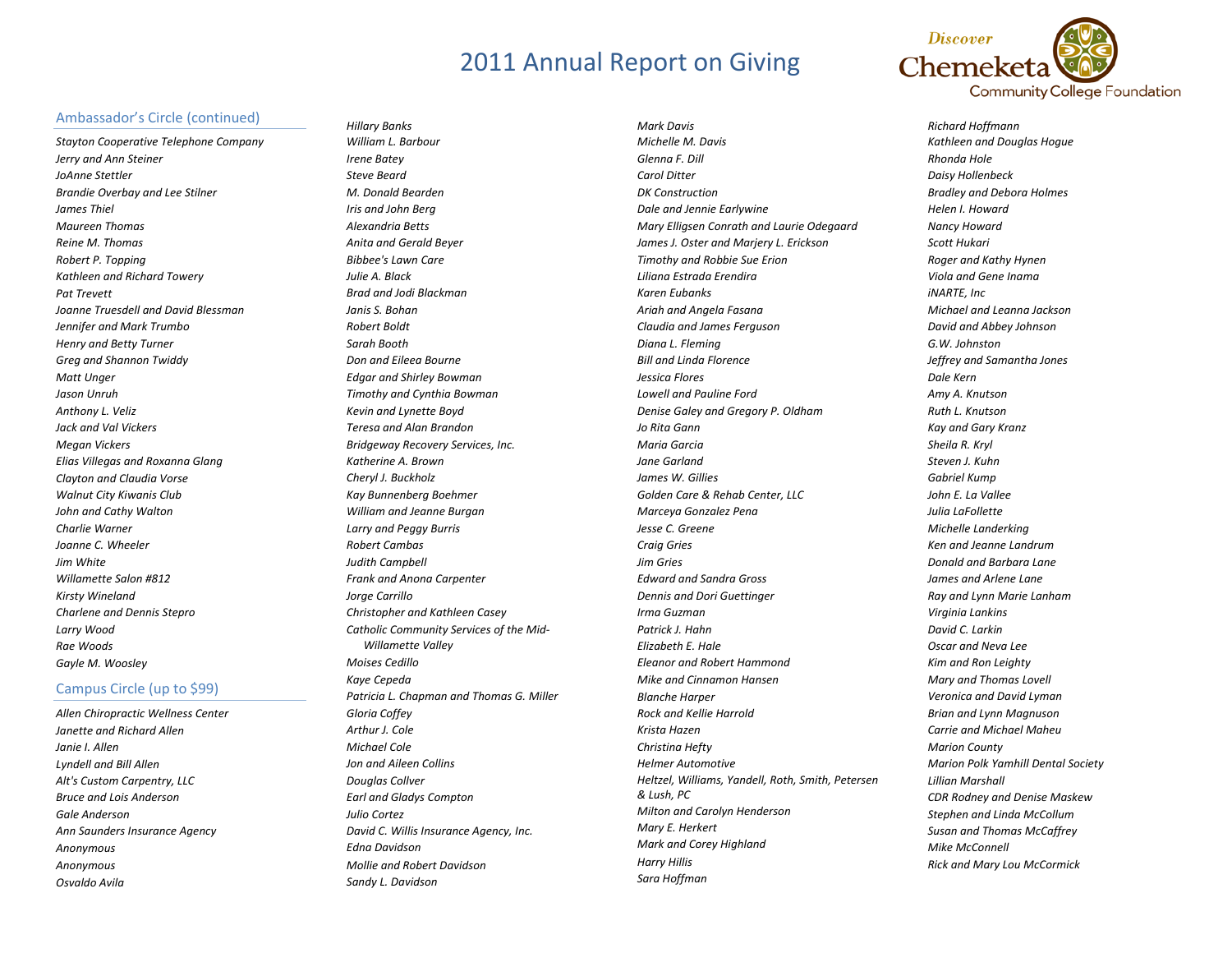# 2011 Annual Report on Giving

Discover Chemeketa Community College Foundation

## Ambassador's Circle (continued)

*Stayton Cooperative Telephone Company*
*Jerry and Ann Steiner*
*JoAnne Stettler*
*Brandie Overbay and Lee Stilner*
*James Thiel*
*Maureen Thomas*
*Reine M. Thomas*
*Robert P. Topping*
*Kathleen and Richard Towery*
*Pat Trevett*
*Joanne Truesdell and David Blessman*
*Jennifer and Mark Trumbo*
*Henry and Betty Turner*
*Greg and Shannon Twiddy*
*Matt Unger*
*Jason Unruh*
*Anthony L. Veliz*
*Jack and Val Vickers*
*Megan Vickers*
*Elias Villegas and Roxanna Glang*
*Clayton and Claudia Vorse*
*Walnut City Kiwanis Club*
*John and Cathy Walton*
*Charlie Warner*
*Joanne C. Wheeler*
*Jim White*
*Willamette Salon #812*
*Kirsty Wineland*
*Charlene and Dennis Stepro*
*Larry Wood*
*Rae Woods*
*Gayle M. Woosley*

## Campus Circle (up to $99)

*Allen Chiropractic Wellness Center*
*Janette and Richard Allen*
*Janie I. Allen*
*Lyndell and Bill Allen*
*Alt's Custom Carpentry, LLC*
*Bruce and Lois Anderson*
*Gale Anderson*
*Ann Saunders Insurance Agency*
*Anonymous*
*Anonymous*
*Osvaldo Avila*
*Hillary Banks*
*William L. Barbour*
*Irene Batey*
*Steve Beard*
*M. Donald Bearden*
*Iris and John Berg*
*Alexandria Betts*
*Anita and Gerald Beyer*
*Bibbee's Lawn Care*
*Julie A. Black*
*Brad and Jodi Blackman*
*Janis S. Bohan*
*Robert Boldt*
*Sarah Booth*
*Don and Eileea Bourne*
*Edgar and Shirley Bowman*
*Timothy and Cynthia Bowman*
*Kevin and Lynette Boyd*
*Teresa and Alan Brandon*
*Bridgeway Recovery Services, Inc.*
*Katherine A. Brown*
*Cheryl J. Buckholz*
*Kay Bunnenberg Boehmer*
*William and Jeanne Burgan*
*Larry and Peggy Burris*
*Robert Cambas*
*Judith Campbell*
*Frank and Anona Carpenter*
*Jorge Carrillo*
*Christopher and Kathleen Casey*
*Catholic Community Services of the Mid-Willamette Valley*
*Moises Cedillo*
*Kaye Cepeda*
*Patricia L. Chapman and Thomas G. Miller*
*Gloria Coffey*
*Arthur J. Cole*
*Michael Cole*
*Jon and Aileen Collins*
*Douglas Collver*
*Earl and Gladys Compton*
*Julio Cortez*
*David C. Willis Insurance Agency, Inc.*
*Edna Davidson*
*Mollie and Robert Davidson*
*Sandy L. Davidson*
*Mark Davis*
*Michelle M. Davis*
*Glenna F. Dill*
*Carol Ditter*
*DK Construction*
*Dale and Jennie Earlywine*
*Mary Elligsen Conrath and Laurie Odegaard*
*James J. Oster and Marjery L. Erickson*
*Timothy and Robbie Sue Erion*
*Liliana Estrada Erendira*
*Karen Eubanks*
*Ariah and Angela Fasana*
*Claudia and James Ferguson*
*Diana L. Fleming*
*Bill and Linda Florence*
*Jessica Flores*
*Lowell and Pauline Ford*
*Denise Galey and Gregory P. Oldham*
*Jo Rita Gann*
*Maria Garcia*
*Jane Garland*
*James W. Gillies*
*Golden Care & Rehab Center, LLC*
*Marceya Gonzalez Pena*
*Jesse C. Greene*
*Craig Gries*
*Jim Gries*
*Edward and Sandra Gross*
*Dennis and Dori Guettinger*
*Irma Guzman*
*Patrick J. Hahn*
*Elizabeth E. Hale*
*Eleanor and Robert Hammond*
*Mike and Cinnamon Hansen*
*Blanche Harper*
*Rock and Kellie Harrold*
*Krista Hazen*
*Christina Hefty*
*Helmer Automotive*
*Heltzel, Williams, Yandell, Roth, Smith, Petersen & Lush, PC*
*Milton and Carolyn Henderson*
*Mary E. Herkert*
*Mark and Corey Highland*
*Harry Hillis*
*Sara Hoffman*
*Richard Hoffmann*
*Kathleen and Douglas Hogue*
*Rhonda Hole*
*Daisy Hollenbeck*
*Bradley and Debora Holmes*
*Helen I. Howard*
*Nancy Howard*
*Scott Hukari*
*Roger and Kathy Hynen*
*Viola and Gene Inama*
*iNARTE, Inc*
*Michael and Leanna Jackson*
*David and Abbey Johnson*
*G.W. Johnston*
*Jeffrey and Samantha Jones*
*Dale Kern*
*Amy A. Knutson*
*Ruth L. Knutson*
*Kay and Gary Kranz*
*Sheila R. Kryl*
*Steven J. Kuhn*
*Gabriel Kump*
*John E. La Vallee*
*Julia LaFollette*
*Michelle Landerking*
*Ken and Jeanne Landrum*
*Donald and Barbara Lane*
*James and Arlene Lane*
*Ray and Lynn Marie Lanham*
*Virginia Lankins*
*David C. Larkin*
*Oscar and Neva Lee*
*Kim and Ron Leighty*
*Mary and Thomas Lovell*
*Veronica and David Lyman*
*Brian and Lynn Magnuson*
*Carrie and Michael Maheu*
*Marion County*
*Marion Polk Yamhill Dental Society*
*Lillian Marshall*
*CDR Rodney and Denise Maskew*
*Stephen and Linda McCollum*
*Susan and Thomas McCaffrey*
*Mike McConnell*
*Rick and Mary Lou McCormick*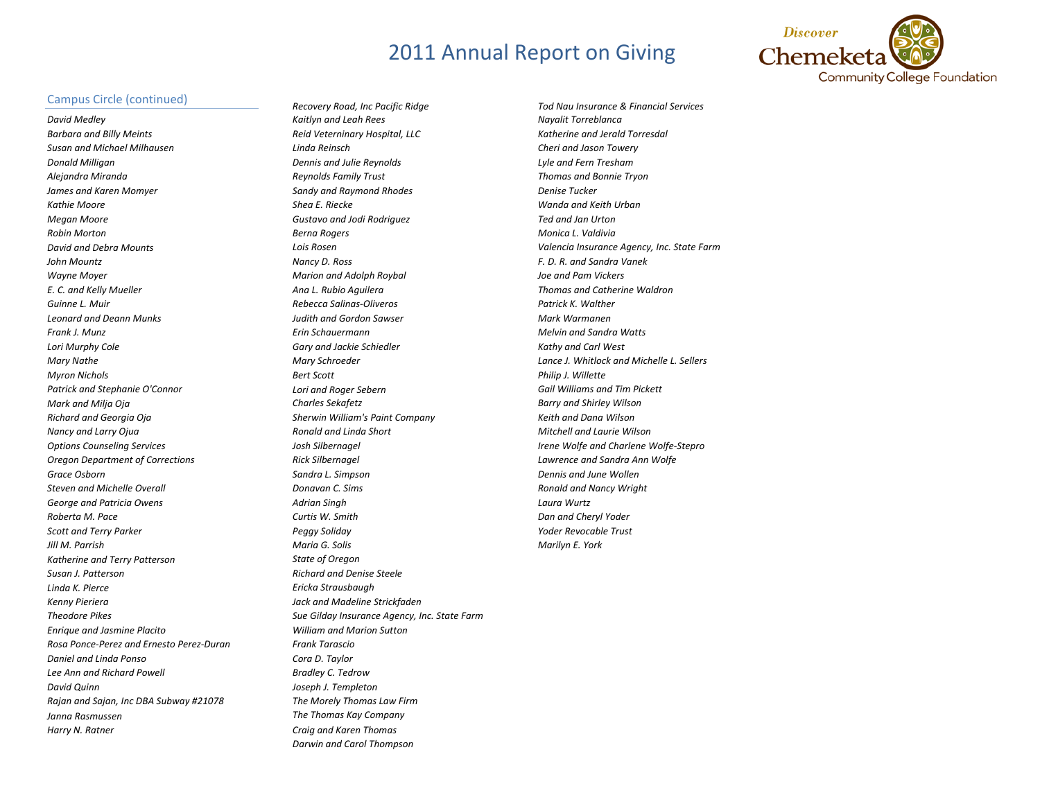# 2011 Annual Report on Giving

Discover Chemeketa Community College Foundation

## Campus Circle (continued)

*David Medley*
*Barbara and Billy Meints*
*Susan and Michael Milhausen*
*Donald Milligan*
*Alejandra Miranda*
*James and Karen Momyer*
*Kathie Moore*
*Megan Moore*
*Robin Morton*
*David and Debra Mounts*
*John Mountz*
*Wayne Moyer*
*E. C. and Kelly Mueller*
*Guinne L. Muir*
*Leonard and Deann Munks*
*Frank J. Munz*
*Lori Murphy Cole*
*Mary Nathe*
*Myron Nichols*
*Patrick and Stephanie O'Connor*
*Mark and Milja Oja*
*Richard and Georgia Oja*
*Nancy and Larry Ojua*
*Options Counseling Services*
*Oregon Department of Corrections*
*Grace Osborn*
*Steven and Michelle Overall*
*George and Patricia Owens*
*Roberta M. Pace*
*Scott and Terry Parker*
*Jill M. Parrish*
*Katherine and Terry Patterson*
*Susan J. Patterson*
*Linda K. Pierce*
*Kenny Pieriera*
*Theodore Pikes*
*Enrique and Jasmine Placito*
*Rosa Ponce-Perez and Ernesto Perez-Duran*
*Daniel and Linda Ponso*
*Lee Ann and Richard Powell*
*David Quinn*
*Rajan and Sajan, Inc DBA Subway #21078*
*Janna Rasmussen*
*Harry N. Ratner*
*Recovery Road, Inc Pacific Ridge*
*Kaitlyn and Leah Rees*
*Reid Veterninary Hospital, LLC*
*Linda Reinsch*
*Dennis and Julie Reynolds*
*Reynolds Family Trust*
*Sandy and Raymond Rhodes*
*Shea E. Riecke*
*Gustavo and Jodi Rodriguez*
*Berna Rogers*
*Lois Rosen*
*Nancy D. Ross*
*Marion and Adolph Roybal*
*Ana L. Rubio Aguilera*
*Rebecca Salinas-Oliveros*
*Judith and Gordon Sawser*
*Erin Schauermann*
*Gary and Jackie Schiedler*
*Mary Schroeder*
*Bert Scott*
*Lori and Roger Sebern*
*Charles Sekafetz*
*Sherwin William's Paint Company*
*Ronald and Linda Short*
*Josh Silbernagel*
*Rick Silbernagel*
*Sandra L. Simpson*
*Donavan C. Sims*
*Adrian Singh*
*Curtis W. Smith*
*Peggy Soliday*
*Maria G. Solis*
*State of Oregon*
*Richard and Denise Steele*
*Ericka Strausbaugh*
*Jack and Madeline Strickfaden*
*Sue Gilday Insurance Agency, Inc. State Farm*
*William and Marion Sutton*
*Frank Tarascio*
*Cora D. Taylor*
*Bradley C. Tedrow*
*Joseph J. Templeton*
*The Morely Thomas Law Firm*
*The Thomas Kay Company*
*Craig and Karen Thomas*
*Darwin and Carol Thompson*
*Tod Nau Insurance & Financial Services*
*Nayalit Torreblanca*
*Katherine and Jerald Torresdal*
*Cheri and Jason Towery*
*Lyle and Fern Tresham*
*Thomas and Bonnie Tryon*
*Denise Tucker*
*Wanda and Keith Urban*
*Ted and Jan Urton*
*Monica L. Valdivia*
*Valencia Insurance Agency, Inc. State Farm*
*F. D. R. and Sandra Vanek*
*Joe and Pam Vickers*
*Thomas and Catherine Waldron*
*Patrick K. Walther*
*Mark Warmanen*
*Melvin and Sandra Watts*
*Kathy and Carl West*
*Lance J. Whitlock and Michelle L. Sellers*
*Philip J. Willette*
*Gail Williams and Tim Pickett*
*Barry and Shirley Wilson*
*Keith and Dana Wilson*
*Mitchell and Laurie Wilson*
*Irene Wolfe and Charlene Wolfe-Stepro*
*Lawrence and Sandra Ann Wolfe*
*Dennis and June Wollen*
*Ronald and Nancy Wright*
*Laura Wurtz*
*Dan and Cheryl Yoder*
*Yoder Revocable Trust*
*Marilyn E. York*